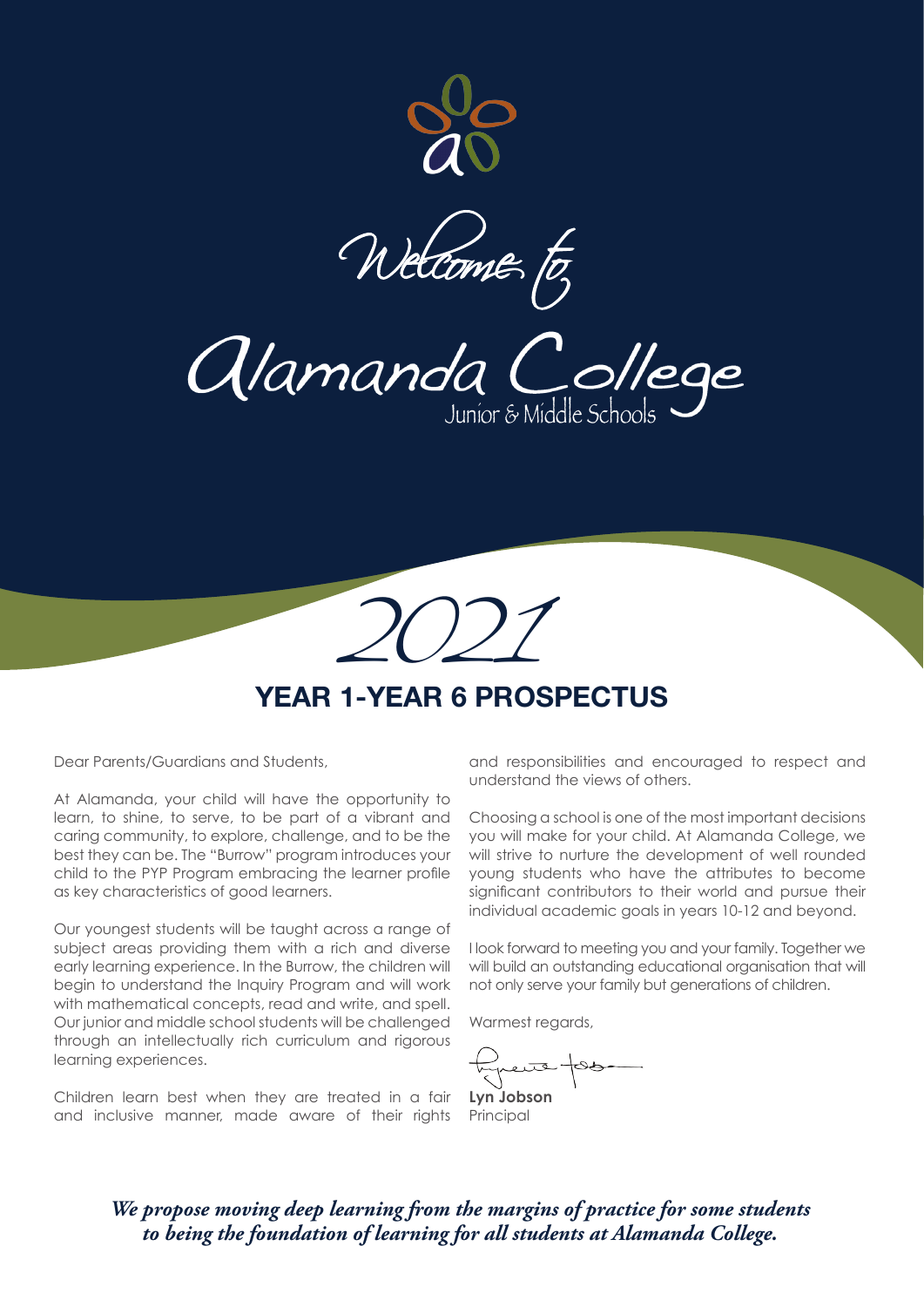Welcome to

# Alamanda College

Junior & Middle Schools

2021

## YEAR 1-YEAR 6 PROSPECTUS

Dear Parents/Guardians and Students,

At Alamanda, your child will have the opportunity to learn, to shine, to serve, to be part of a vibrant and caring community, to explore, challenge, and to be the best they can be. The "Burrow" program introduces your child to the PYP Program embracing the learner profile as key characteristics of good learners.

Our youngest students will be taught across a range of subject areas providing them with a rich and diverse early learning experience. In the Burrow, the children will begin to understand the Inquiry Program and will work with mathematical concepts, read and write, and spell. Our junior and middle school students will be challenged through an intellectually rich curriculum and rigorous learning experiences.

Children learn best when they are treated in a fair and inclusive manner, made aware of their rights and responsibilities and encouraged to respect and understand the views of others.

Choosing a school is one of the most important decisions you will make for your child. At Alamanda College, we will strive to nurture the development of well rounded young students who have the attributes to become significant contributors to their world and pursue their individual academic goals in years 10-12 and beyond.

I look forward to meeting you and your family. Together we will build an outstanding educational organisation that will not only serve your family but generations of children.

Warmest regards,

**Lyn Jobson**
Principal

***We propose moving deep learning from the margins of practice for some students to being the foundation of learning for all students at Alamanda College.***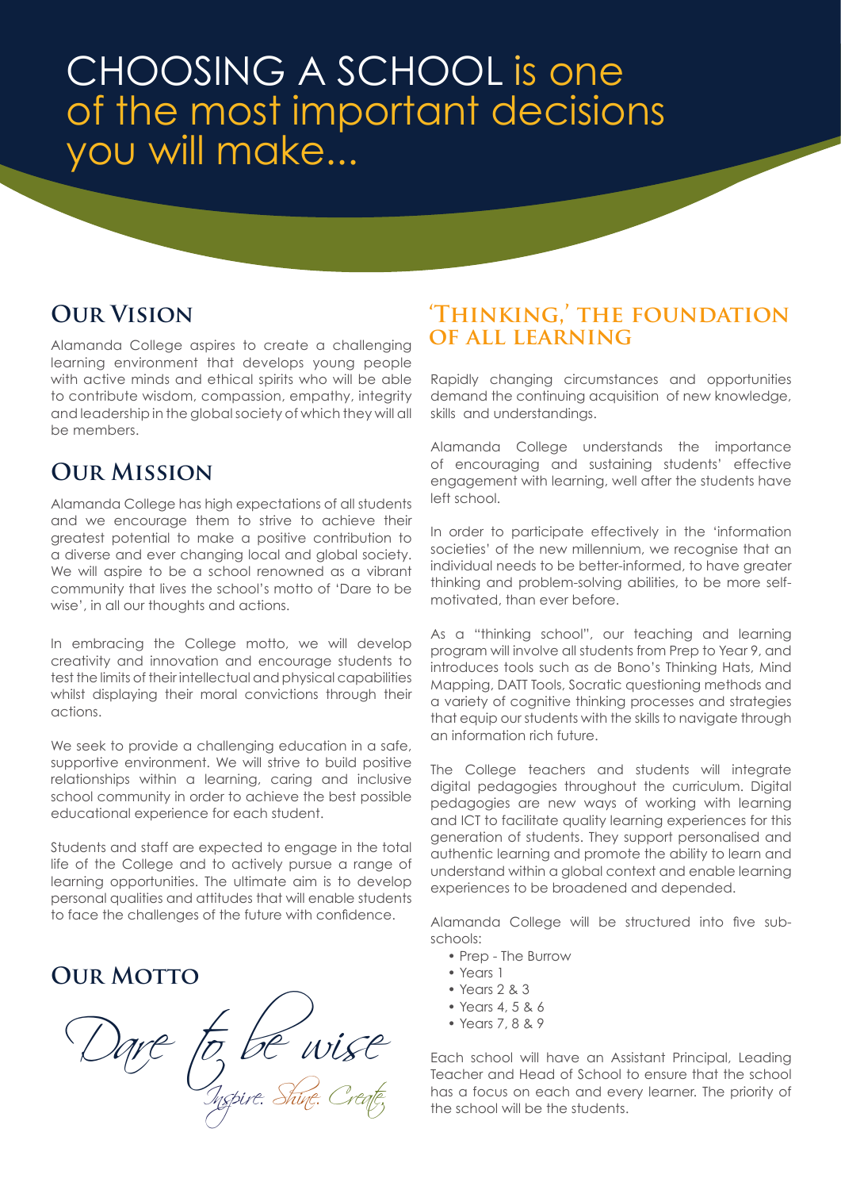# CHOOSING A SCHOOL is one of the most important decisions you will make...

## Our Vision

Alamanda College aspires to create a challenging learning environment that develops young people with active minds and ethical spirits who will be able to contribute wisdom, compassion, empathy, integrity and leadership in the global society of which they will all be members.

## Our Mission

Alamanda College has high expectations of all students and we encourage them to strive to achieve their greatest potential to make a positive contribution to a diverse and ever changing local and global society. We will aspire to be a school renowned as a vibrant community that lives the school's motto of 'Dare to be wise', in all our thoughts and actions.

In embracing the College motto, we will develop creativity and innovation and encourage students to test the limits of their intellectual and physical capabilities whilst displaying their moral convictions through their actions.

We seek to provide a challenging education in a safe, supportive environment. We will strive to build positive relationships within a learning, caring and inclusive school community in order to achieve the best possible educational experience for each student.

Students and staff are expected to engage in the total life of the College and to actively pursue a range of learning opportunities. The ultimate aim is to develop personal qualities and attitudes that will enable students to face the challenges of the future with confidence.

## Our Motto

*Dare to be wise*

*Inspire. Shine. Create.*

## 'Thinking,' the foundation of all learning

Rapidly changing circumstances and opportunities demand the continuing acquisition of new knowledge, skills and understandings.

Alamanda College understands the importance of encouraging and sustaining students' effective engagement with learning, well after the students have left school.

In order to participate effectively in the 'information societies' of the new millennium, we recognise that an individual needs to be better-informed, to have greater thinking and problem-solving abilities, to be more self-motivated, than ever before.

As a "thinking school", our teaching and learning program will involve all students from Prep to Year 9, and introduces tools such as de Bono's Thinking Hats, Mind Mapping, DATT Tools, Socratic questioning methods and a variety of cognitive thinking processes and strategies that equip our students with the skills to navigate through an information rich future.

The College teachers and students will integrate digital pedagogies throughout the curriculum. Digital pedagogies are new ways of working with learning and ICT to facilitate quality learning experiences for this generation of students. They support personalised and authentic learning and promote the ability to learn and understand within a global context and enable learning experiences to be broadened and depended.

Alamanda College will be structured into five sub-schools:

- Prep - The Burrow
- Years 1
- Years 2 & 3
- Years 4, 5 & 6
- Years 7, 8 & 9

Each school will have an Assistant Principal, Leading Teacher and Head of School to ensure that the school has a focus on each and every learner. The priority of the school will be the students.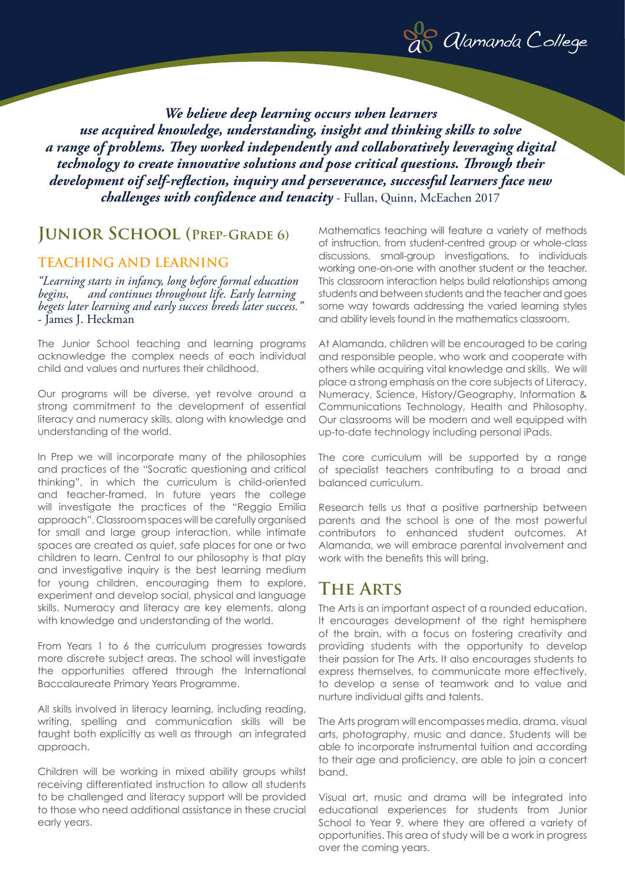***We believe deep learning occurs when learners use acquired knowledge, understanding, insight and thinking skills to solve a range of problems. They worked independently and collaboratively leveraging digital technology to create innovative solutions and pose critical questions. Through their development oif self-reflection, inquiry and perseverance, successful learners face new challenges with confidence and tenacity*** - Fullan, Quinn, McEachen 2017

# Junior School (Prep-Grade 6)

## Teaching and Learning

*"Learning starts in infancy, long before formal education begins, and continues throughout life. Early learning begets later learning and early success breeds later success."* - James J. Heckman

The Junior School teaching and learning programs acknowledge the complex needs of each individual child and values and nurtures their childhood.

Our programs will be diverse, yet revolve around a strong commitment to the development of essential literacy and numeracy skills, along with knowledge and understanding of the world.

In Prep we will incorporate many of the philosophies and practices of the "Socratic questioning and critical thinking", in which the curriculum is child-oriented and teacher-framed. In future years the college will investigate the practices of the "Reggio Emilia approach". Classroom spaces will be carefully organised for small and large group interaction, while intimate spaces are created as quiet, safe places for one or two children to learn. Central to our philosophy is that play and investigative inquiry is the best learning medium for young children, encouraging them to explore, experiment and develop social, physical and language skills. Numeracy and literacy are key elements, along with knowledge and understanding of the world.

From Years 1 to 6 the curriculum progresses towards more discrete subject areas. The school will investigate the opportunities offered through the International Baccalaureate Primary Years Programme.

All skills involved in literacy learning, including reading, writing, spelling and communication skills will be taught both explicitly as well as through an integrated approach.

Children will be working in mixed ability groups whilst receiving differentiated instruction to allow all students to be challenged and literacy support will be provided to those who need additional assistance in these crucial early years.

Mathematics teaching will feature a variety of methods of instruction, from student-centred group or whole-class discussions, small-group investigations, to individuals working one-on-one with another student or the teacher. This classroom interaction helps build relationships among students and between students and the teacher and goes some way towards addressing the varied learning styles and ability levels found in the mathematics classroom.

At Alamanda, children will be encouraged to be caring and responsible people, who work and cooperate with others while acquiring vital knowledge and skills. We will place a strong emphasis on the core subjects of Literacy, Numeracy, Science, History/Geography, Information & Communications Technology, Health and Philosophy. Our classrooms will be modern and well equipped with up-to-date technology including personal iPads.

The core curriculum will be supported by a range of specialist teachers contributing to a broad and balanced curriculum.

Research tells us that a positive partnership between parents and the school is one of the most powerful contributors to enhanced student outcomes. At Alamanda, we will embrace parental involvement and work with the benefits this will bring.

# The Arts

The Arts is an important aspect of a rounded education. It encourages development of the right hemisphere of the brain, with a focus on fostering creativity and providing students with the opportunity to develop their passion for The Arts. It also encourages students to express themselves, to communicate more effectively, to develop a sense of teamwork and to value and nurture individual gifts and talents.

The Arts program will encompasses media, drama, visual arts, photography, music and dance. Students will be able to incorporate instrumental tuition and according to their age and proficiency, are able to join a concert band.

Visual art, music and drama will be integrated into educational experiences for students from Junior School to Year 9, where they are offered a variety of opportunities. This area of study will be a work in progress over the coming years.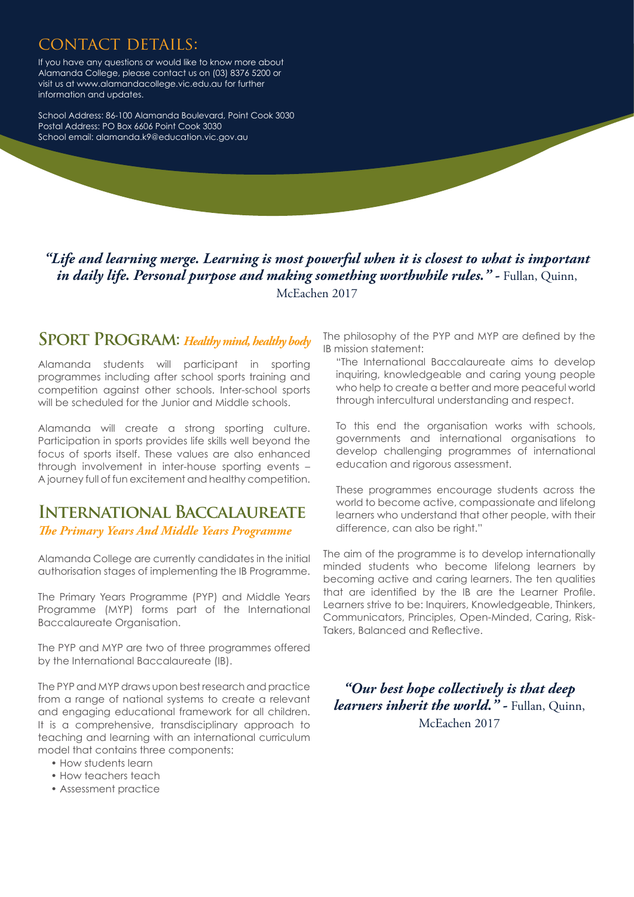## CONTACT DETAILS:

If you have any questions or would like to know more about Alamanda College, please contact us on (03) 8376 5200 or visit us at www.alamandacollege.vic.edu.au for further information and updates.

School Address: 86-100 Alamanda Boulevard, Point Cook 3030
Postal Address: PO Box 6606 Point Cook 3030
School email: alamanda.k9@education.vic.gov.au

***"Life and learning merge. Learning is most powerful when it is closest to what is important in daily life. Personal purpose and making something worthwhile rules." -*** Fullan, Quinn, McEachen 2017

## SPORT PROGRAM: *Healthy mind, healthy body*

Alamanda students will participant in sporting programmes including after school sports training and competition against other schools. Inter-school sports will be scheduled for the Junior and Middle schools.

Alamanda will create a strong sporting culture. Participation in sports provides life skills well beyond the focus of sports itself. These values are also enhanced through involvement in inter-house sporting events – A journey full of fun excitement and healthy competition.

## INTERNATIONAL BACCALAUREATE

### *The Primary Years And Middle Years Programme*

Alamanda College are currently candidates in the initial authorisation stages of implementing the IB Programme.

The Primary Years Programme (PYP) and Middle Years Programme (MYP) forms part of the International Baccalaureate Organisation.

The PYP and MYP are two of three programmes offered by the International Baccalaureate (IB).

The PYP and MYP draws upon best research and practice from a range of national systems to create a relevant and engaging educational framework for all children. It is a comprehensive, transdisciplinary approach to teaching and learning with an international curriculum model that contains three components:

- How students learn
- How teachers teach
- Assessment practice

The philosophy of the PYP and MYP are defined by the IB mission statement:

> "The International Baccalaureate aims to develop inquiring, knowledgeable and caring young people who help to create a better and more peaceful world through intercultural understanding and respect.
>
> To this end the organisation works with schools, governments and international organisations to develop challenging programmes of international education and rigorous assessment.
>
> These programmes encourage students across the world to become active, compassionate and lifelong learners who understand that other people, with their difference, can also be right."

The aim of the programme is to develop internationally minded students who become lifelong learners by becoming active and caring learners. The ten qualities that are identified by the IB are the Learner Profile. Learners strive to be: Inquirers, Knowledgeable, Thinkers, Communicators, Principles, Open-Minded, Caring, Risk-Takers, Balanced and Reflective.

***"Our best hope collectively is that deep learners inherit the world." -*** Fullan, Quinn, McEachen 2017